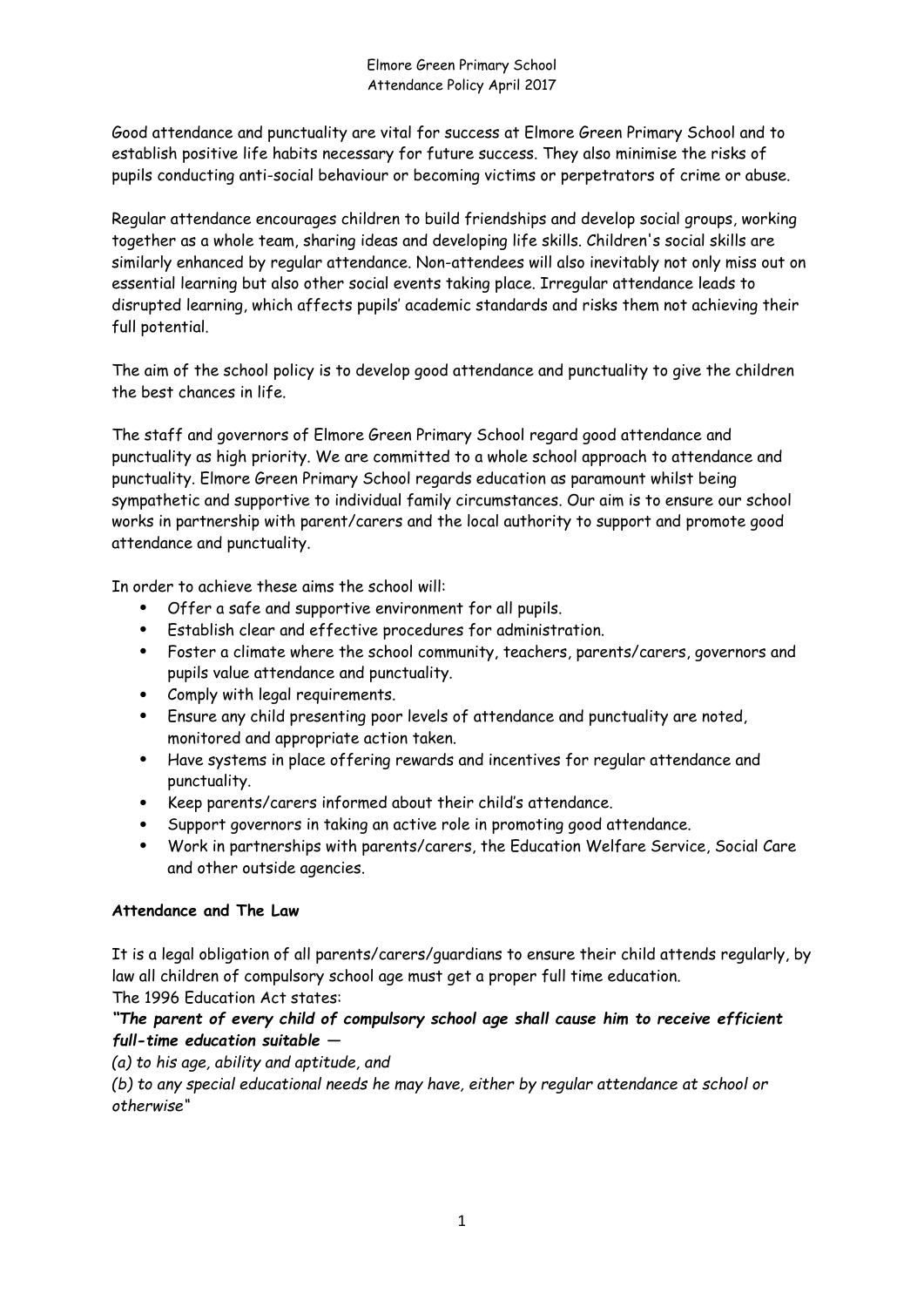# Elmore Green Primary School
## Attendance Policy April 2017

Good attendance and punctuality are vital for success at Elmore Green Primary School and to establish positive life habits necessary for future success. They also minimise the risks of pupils conducting anti-social behaviour or becoming victims or perpetrators of crime or abuse.

Regular attendance encourages children to build friendships and develop social groups, working together as a whole team, sharing ideas and developing life skills. Children's social skills are similarly enhanced by regular attendance. Non-attendees will also inevitably not only miss out on essential learning but also other social events taking place. Irregular attendance leads to disrupted learning, which affects pupils' academic standards and risks them not achieving their full potential.

The aim of the school policy is to develop good attendance and punctuality to give the children the best chances in life.

The staff and governors of Elmore Green Primary School regard good attendance and punctuality as high priority. We are committed to a whole school approach to attendance and punctuality. Elmore Green Primary School regards education as paramount whilst being sympathetic and supportive to individual family circumstances. Our aim is to ensure our school works in partnership with parent/carers and the local authority to support and promote good attendance and punctuality.

In order to achieve these aims the school will:

- Offer a safe and supportive environment for all pupils.
- Establish clear and effective procedures for administration.
- Foster a climate where the school community, teachers, parents/carers, governors and pupils value attendance and punctuality.
- Comply with legal requirements.
- Ensure any child presenting poor levels of attendance and punctuality are noted, monitored and appropriate action taken.
- Have systems in place offering rewards and incentives for regular attendance and punctuality.
- Keep parents/carers informed about their child's attendance.
- Support governors in taking an active role in promoting good attendance.
- Work in partnerships with parents/carers, the Education Welfare Service, Social Care and other outside agencies.

**Attendance and The Law**

It is a legal obligation of all parents/carers/guardians to ensure their child attends regularly, by law all children of compulsory school age must get a proper full time education.
The 1996 Education Act states:

***"The parent of every child of compulsory school age shall cause him to receive efficient full-time education suitable —***

*(a) to his age, ability and aptitude, and*

*(b) to any special educational needs he may have, either by regular attendance at school or otherwise"*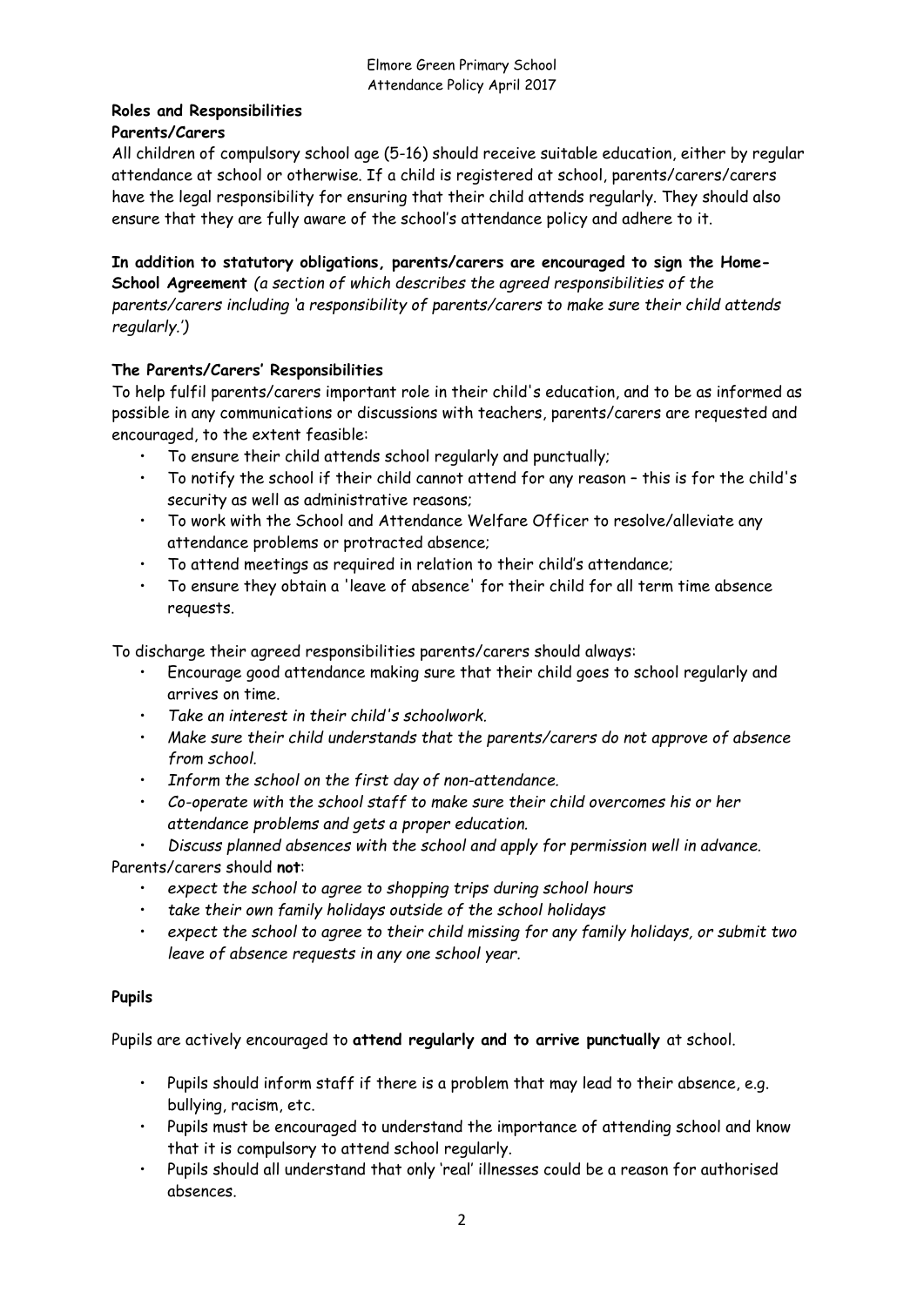**Roles and Responsibilities**

**Parents/Carers**

All children of compulsory school age (5-16) should receive suitable education, either by regular attendance at school or otherwise. If a child is registered at school, parents/carers/carers have the legal responsibility for ensuring that their child attends regularly. They should also ensure that they are fully aware of the school's attendance policy and adhere to it.

**In addition to statutory obligations, parents/carers are encouraged to sign the Home-School Agreement** *(a section of which describes the agreed responsibilities of the parents/carers including 'a responsibility of parents/carers to make sure their child attends regularly.')*

**The Parents/Carers' Responsibilities**

To help fulfil parents/carers important role in their child's education, and to be as informed as possible in any communications or discussions with teachers, parents/carers are requested and encouraged, to the extent feasible:

- To ensure their child attends school regularly and punctually;
- To notify the school if their child cannot attend for any reason – this is for the child's security as well as administrative reasons;
- To work with the School and Attendance Welfare Officer to resolve/alleviate any attendance problems or protracted absence;
- To attend meetings as required in relation to their child's attendance;
- To ensure they obtain a 'leave of absence' for their child for all term time absence requests.

To discharge their agreed responsibilities parents/carers should always:

- Encourage good attendance making sure that their child goes to school regularly and arrives on time.
- *Take an interest in their child's schoolwork.*
- *Make sure their child understands that the parents/carers do not approve of absence from school.*
- *Inform the school on the first day of non-attendance.*
- *Co-operate with the school staff to make sure their child overcomes his or her attendance problems and gets a proper education.*
- *Discuss planned absences with the school and apply for permission well in advance.*

Parents/carers should **not**:

- *expect the school to agree to shopping trips during school hours*
- *take their own family holidays outside of the school holidays*
- *expect the school to agree to their child missing for any family holidays, or submit two leave of absence requests in any one school year.*

**Pupils**

Pupils are actively encouraged to **attend regularly and to arrive punctually** at school.

- Pupils should inform staff if there is a problem that may lead to their absence, e.g. bullying, racism, etc.
- Pupils must be encouraged to understand the importance of attending school and know that it is compulsory to attend school regularly.
- Pupils should all understand that only 'real' illnesses could be a reason for authorised absences.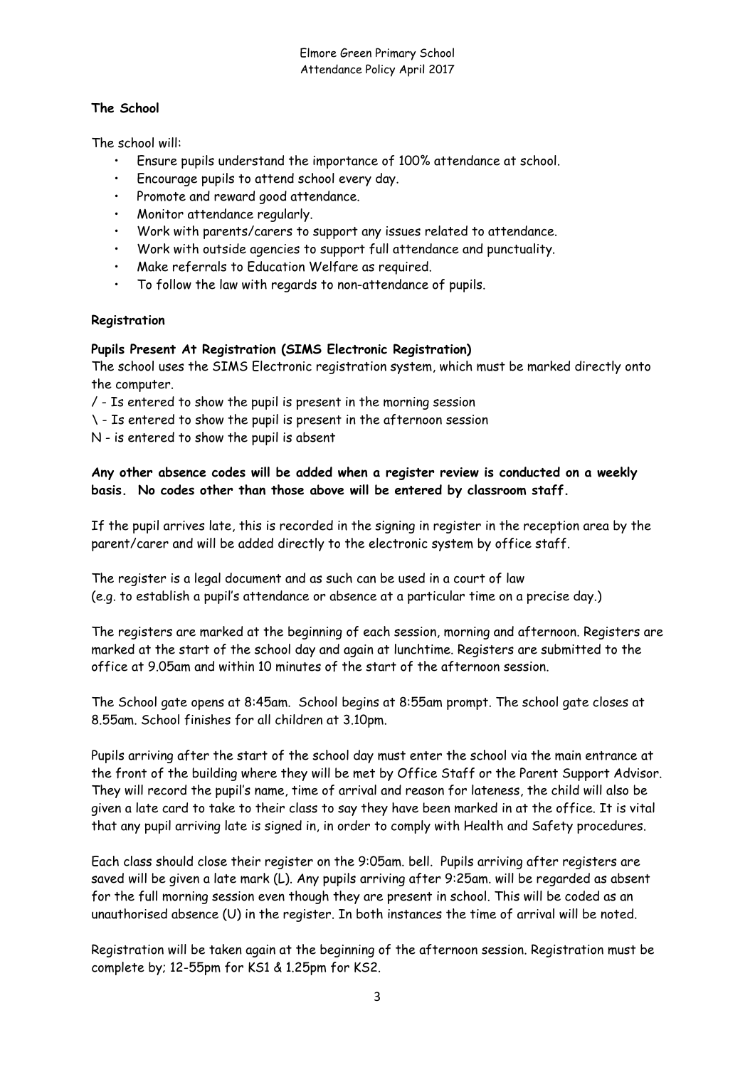**The School**

The school will:

- Ensure pupils understand the importance of 100% attendance at school.
- Encourage pupils to attend school every day.
- Promote and reward good attendance.
- Monitor attendance regularly.
- Work with parents/carers to support any issues related to attendance.
- Work with outside agencies to support full attendance and punctuality.
- Make referrals to Education Welfare as required.
- To follow the law with regards to non-attendance of pupils.

**Registration**

**Pupils Present At Registration (SIMS Electronic Registration)**

The school uses the SIMS Electronic registration system, which must be marked directly onto the computer.

/ - Is entered to show the pupil is present in the morning session

\ - Is entered to show the pupil is present in the afternoon session

N - is entered to show the pupil is absent

**Any other absence codes will be added when a register review is conducted on a weekly basis. No codes other than those above will be entered by classroom staff.**

If the pupil arrives late, this is recorded in the signing in register in the reception area by the parent/carer and will be added directly to the electronic system by office staff.

The register is a legal document and as such can be used in a court of law (e.g. to establish a pupil's attendance or absence at a particular time on a precise day.)

The registers are marked at the beginning of each session, morning and afternoon. Registers are marked at the start of the school day and again at lunchtime. Registers are submitted to the office at 9.05am and within 10 minutes of the start of the afternoon session.

The School gate opens at 8:45am. School begins at 8:55am prompt. The school gate closes at 8.55am. School finishes for all children at 3.10pm.

Pupils arriving after the start of the school day must enter the school via the main entrance at the front of the building where they will be met by Office Staff or the Parent Support Advisor. They will record the pupil's name, time of arrival and reason for lateness, the child will also be given a late card to take to their class to say they have been marked in at the office. It is vital that any pupil arriving late is signed in, in order to comply with Health and Safety procedures.

Each class should close their register on the 9:05am. bell. Pupils arriving after registers are saved will be given a late mark (L). Any pupils arriving after 9:25am. will be regarded as absent for the full morning session even though they are present in school. This will be coded as an unauthorised absence (U) in the register. In both instances the time of arrival will be noted.

Registration will be taken again at the beginning of the afternoon session. Registration must be complete by; 12-55pm for KS1 & 1.25pm for KS2.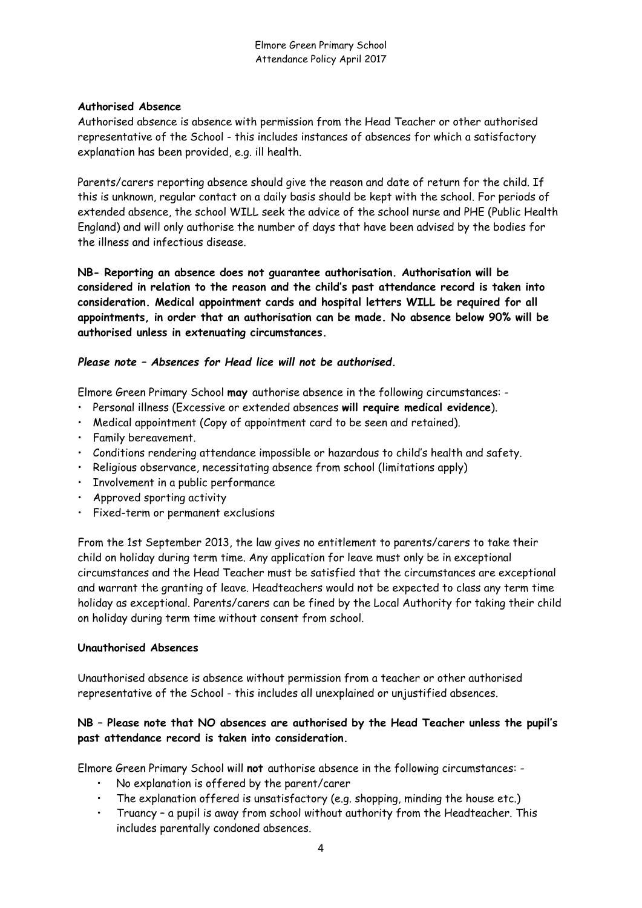**Authorised Absence**

Authorised absence is absence with permission from the Head Teacher or other authorised representative of the School - this includes instances of absences for which a satisfactory explanation has been provided, e.g. ill health.

Parents/carers reporting absence should give the reason and date of return for the child. If this is unknown, regular contact on a daily basis should be kept with the school. For periods of extended absence, the school WILL seek the advice of the school nurse and PHE (Public Health England) and will only authorise the number of days that have been advised by the bodies for the illness and infectious disease.

**NB- Reporting an absence does not guarantee authorisation. Authorisation will be considered in relation to the reason and the child's past attendance record is taken into consideration. Medical appointment cards and hospital letters WILL be required for all appointments, in order that an authorisation can be made. No absence below 90% will be authorised unless in extenuating circumstances.**

***Please note – Absences for Head lice will not be authorised.***

Elmore Green Primary School **may** authorise absence in the following circumstances: -

- Personal illness (Excessive or extended absences **will require medical evidence**).
- Medical appointment (Copy of appointment card to be seen and retained).
- Family bereavement.
- Conditions rendering attendance impossible or hazardous to child's health and safety.
- Religious observance, necessitating absence from school (limitations apply)
- Involvement in a public performance
- Approved sporting activity
- Fixed-term or permanent exclusions

From the 1st September 2013, the law gives no entitlement to parents/carers to take their child on holiday during term time. Any application for leave must only be in exceptional circumstances and the Head Teacher must be satisfied that the circumstances are exceptional and warrant the granting of leave. Headteachers would not be expected to class any term time holiday as exceptional. Parents/carers can be fined by the Local Authority for taking their child on holiday during term time without consent from school.

**Unauthorised Absences**

Unauthorised absence is absence without permission from a teacher or other authorised representative of the School - this includes all unexplained or unjustified absences.

**NB – Please note that NO absences are authorised by the Head Teacher unless the pupil's past attendance record is taken into consideration.**

Elmore Green Primary School will **not** authorise absence in the following circumstances: -

- No explanation is offered by the parent/carer
- The explanation offered is unsatisfactory (e.g. shopping, minding the house etc.)
- Truancy – a pupil is away from school without authority from the Headteacher. This includes parentally condoned absences.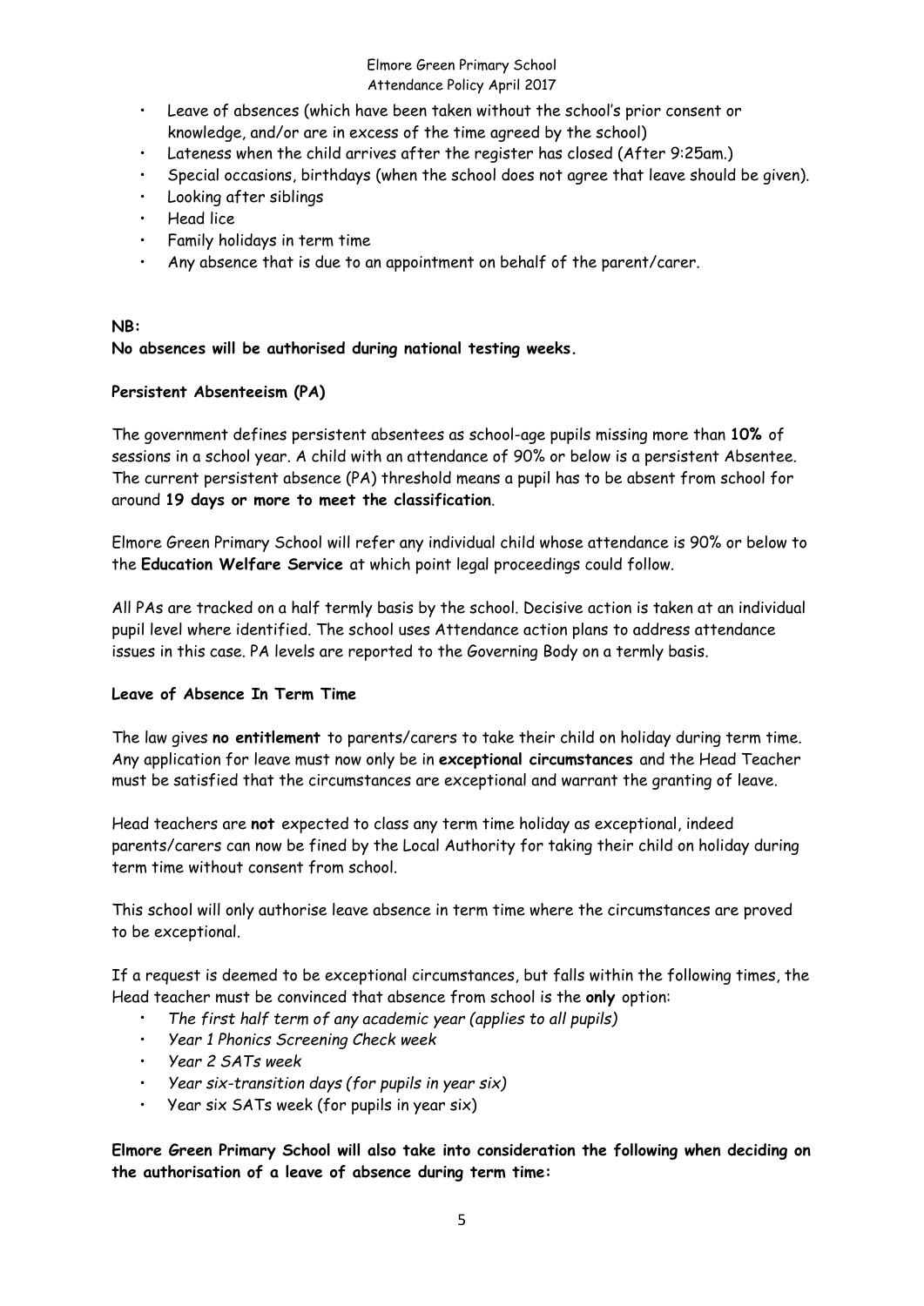- Leave of absences (which have been taken without the school's prior consent or knowledge, and/or are in excess of the time agreed by the school)
- Lateness when the child arrives after the register has closed (After 9:25am.)
- Special occasions, birthdays (when the school does not agree that leave should be given).
- Looking after siblings
- Head lice
- Family holidays in term time
- Any absence that is due to an appointment on behalf of the parent/carer.

**NB:**
**No absences will be authorised during national testing weeks.**

**Persistent Absenteeism (PA)**

The government defines persistent absentees as school-age pupils missing more than **10%** of sessions in a school year. A child with an attendance of 90% or below is a persistent Absentee. The current persistent absence (PA) threshold means a pupil has to be absent from school for around **19 days or more to meet the classification**.

Elmore Green Primary School will refer any individual child whose attendance is 90% or below to the **Education Welfare Service** at which point legal proceedings could follow.

All PAs are tracked on a half termly basis by the school. Decisive action is taken at an individual pupil level where identified. The school uses Attendance action plans to address attendance issues in this case. PA levels are reported to the Governing Body on a termly basis.

**Leave of Absence In Term Time**

The law gives **no entitlement** to parents/carers to take their child on holiday during term time. Any application for leave must now only be in **exceptional circumstances** and the Head Teacher must be satisfied that the circumstances are exceptional and warrant the granting of leave.

Head teachers are **not** expected to class any term time holiday as exceptional, indeed parents/carers can now be fined by the Local Authority for taking their child on holiday during term time without consent from school.

This school will only authorise leave absence in term time where the circumstances are proved to be exceptional.

If a request is deemed to be exceptional circumstances, but falls within the following times, the Head teacher must be convinced that absence from school is the **only** option:

- *The first half term of any academic year (applies to all pupils)*
- *Year 1 Phonics Screening Check week*
- *Year 2 SATs week*
- *Year six-transition days (for pupils in year six)*
- Year six SATs week (for pupils in year six)

**Elmore Green Primary School will also take into consideration the following when deciding on the authorisation of a leave of absence during term time:**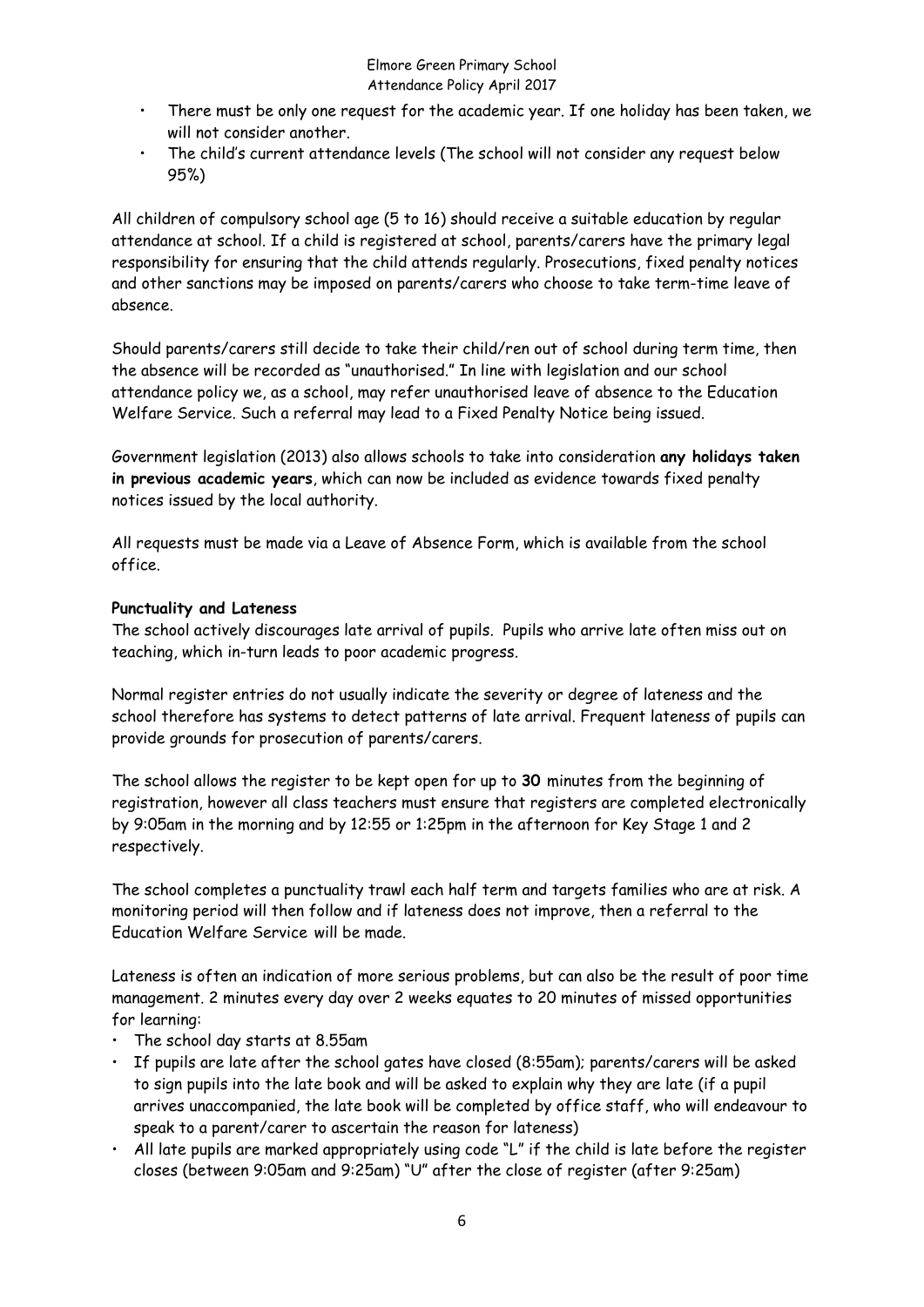- There must be only one request for the academic year. If one holiday has been taken, we will not consider another.
- The child's current attendance levels (The school will not consider any request below 95%)

All children of compulsory school age (5 to 16) should receive a suitable education by regular attendance at school. If a child is registered at school, parents/carers have the primary legal responsibility for ensuring that the child attends regularly. Prosecutions, fixed penalty notices and other sanctions may be imposed on parents/carers who choose to take term-time leave of absence.

Should parents/carers still decide to take their child/ren out of school during term time, then the absence will be recorded as "unauthorised." In line with legislation and our school attendance policy we, as a school, may refer unauthorised leave of absence to the Education Welfare Service. Such a referral may lead to a Fixed Penalty Notice being issued.

Government legislation (2013) also allows schools to take into consideration **any holidays taken in previous academic years**, which can now be included as evidence towards fixed penalty notices issued by the local authority.

All requests must be made via a Leave of Absence Form, which is available from the school office.

**Punctuality and Lateness**

The school actively discourages late arrival of pupils. Pupils who arrive late often miss out on teaching, which in-turn leads to poor academic progress.

Normal register entries do not usually indicate the severity or degree of lateness and the school therefore has systems to detect patterns of late arrival. Frequent lateness of pupils can provide grounds for prosecution of parents/carers.

The school allows the register to be kept open for up to **30** minutes from the beginning of registration, however all class teachers must ensure that registers are completed electronically by 9:05am in the morning and by 12:55 or 1:25pm in the afternoon for Key Stage 1 and 2 respectively.

The school completes a punctuality trawl each half term and targets families who are at risk. A monitoring period will then follow and if lateness does not improve, then a referral to the Education Welfare Service will be made.

Lateness is often an indication of more serious problems, but can also be the result of poor time management. 2 minutes every day over 2 weeks equates to 20 minutes of missed opportunities for learning:

- The school day starts at 8.55am
- If pupils are late after the school gates have closed (8:55am); parents/carers will be asked to sign pupils into the late book and will be asked to explain why they are late (if a pupil arrives unaccompanied, the late book will be completed by office staff, who will endeavour to speak to a parent/carer to ascertain the reason for lateness)
- All late pupils are marked appropriately using code "L" if the child is late before the register closes (between 9:05am and 9:25am) "U" after the close of register (after 9:25am)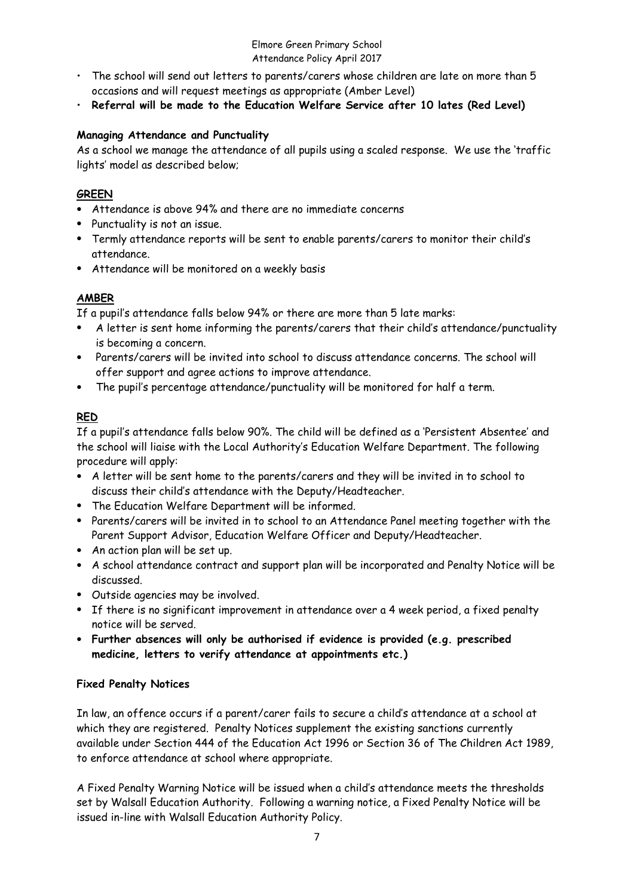- The school will send out letters to parents/carers whose children are late on more than 5 occasions and will request meetings as appropriate (Amber Level)
- **Referral will be made to the Education Welfare Service after 10 lates (Red Level)**

**Managing Attendance and Punctuality**

As a school we manage the attendance of all pupils using a scaled response. We use the 'traffic lights' model as described below;

**GREEN**

- Attendance is above 94% and there are no immediate concerns
- Punctuality is not an issue.
- Termly attendance reports will be sent to enable parents/carers to monitor their child's attendance.
- Attendance will be monitored on a weekly basis

**AMBER**

If a pupil's attendance falls below 94% or there are more than 5 late marks:

- A letter is sent home informing the parents/carers that their child's attendance/punctuality is becoming a concern.
- Parents/carers will be invited into school to discuss attendance concerns. The school will offer support and agree actions to improve attendance.
- The pupil's percentage attendance/punctuality will be monitored for half a term.

**RED**

If a pupil's attendance falls below 90%. The child will be defined as a 'Persistent Absentee' and the school will liaise with the Local Authority's Education Welfare Department. The following procedure will apply:

- A letter will be sent home to the parents/carers and they will be invited in to school to discuss their child's attendance with the Deputy/Headteacher.
- The Education Welfare Department will be informed.
- Parents/carers will be invited in to school to an Attendance Panel meeting together with the Parent Support Advisor, Education Welfare Officer and Deputy/Headteacher.
- An action plan will be set up.
- A school attendance contract and support plan will be incorporated and Penalty Notice will be discussed.
- Outside agencies may be involved.
- If there is no significant improvement in attendance over a 4 week period, a fixed penalty notice will be served.
- **Further absences will only be authorised if evidence is provided (e.g. prescribed medicine, letters to verify attendance at appointments etc.)**

**Fixed Penalty Notices**

In law, an offence occurs if a parent/carer fails to secure a child's attendance at a school at which they are registered. Penalty Notices supplement the existing sanctions currently available under Section 444 of the Education Act 1996 or Section 36 of The Children Act 1989, to enforce attendance at school where appropriate.

A Fixed Penalty Warning Notice will be issued when a child's attendance meets the thresholds set by Walsall Education Authority. Following a warning notice, a Fixed Penalty Notice will be issued in-line with Walsall Education Authority Policy.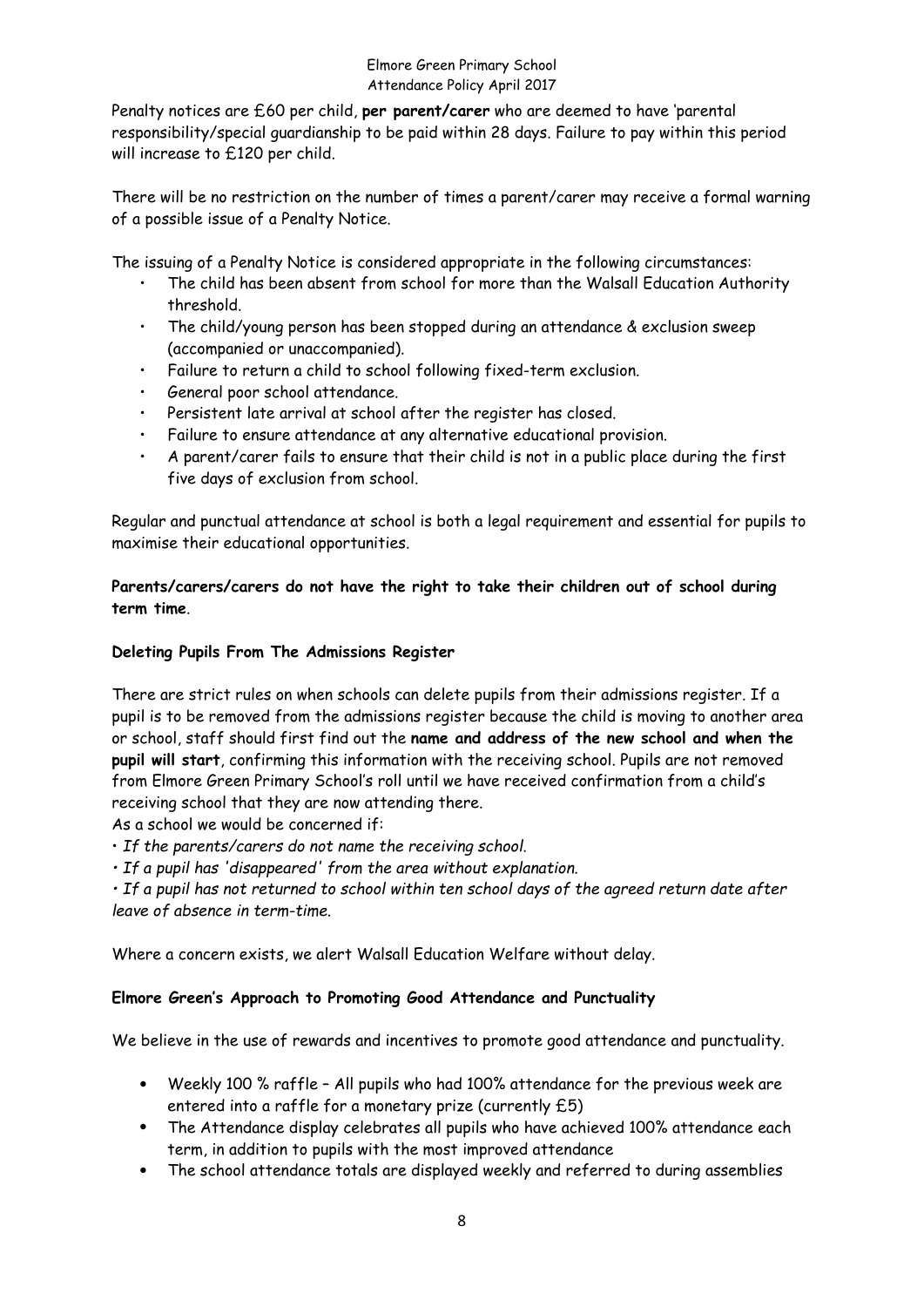Penalty notices are £60 per child, **per parent/carer** who are deemed to have 'parental responsibility/special guardianship to be paid within 28 days. Failure to pay within this period will increase to £120 per child.

There will be no restriction on the number of times a parent/carer may receive a formal warning of a possible issue of a Penalty Notice.

The issuing of a Penalty Notice is considered appropriate in the following circumstances:

- The child has been absent from school for more than the Walsall Education Authority threshold.
- The child/young person has been stopped during an attendance & exclusion sweep (accompanied or unaccompanied).
- Failure to return a child to school following fixed-term exclusion.
- General poor school attendance.
- Persistent late arrival at school after the register has closed.
- Failure to ensure attendance at any alternative educational provision.
- A parent/carer fails to ensure that their child is not in a public place during the first five days of exclusion from school.

Regular and punctual attendance at school is both a legal requirement and essential for pupils to maximise their educational opportunities.

**Parents/carers/carers do not have the right to take their children out of school during term time**.

**Deleting Pupils From The Admissions Register**

There are strict rules on when schools can delete pupils from their admissions register. If a pupil is to be removed from the admissions register because the child is moving to another area or school, staff should first find out the **name and address of the new school and when the pupil will start**, confirming this information with the receiving school. Pupils are not removed from Elmore Green Primary School's roll until we have received confirmation from a child's receiving school that they are now attending there.

As a school we would be concerned if:

- *If the parents/carers do not name the receiving school.*
- *If a pupil has 'disappeared' from the area without explanation.*
- *If a pupil has not returned to school within ten school days of the agreed return date after leave of absence in term-time.*

Where a concern exists, we alert Walsall Education Welfare without delay.

**Elmore Green's Approach to Promoting Good Attendance and Punctuality**

We believe in the use of rewards and incentives to promote good attendance and punctuality.

- Weekly 100 % raffle – All pupils who had 100% attendance for the previous week are entered into a raffle for a monetary prize (currently £5)
- The Attendance display celebrates all pupils who have achieved 100% attendance each term, in addition to pupils with the most improved attendance
- The school attendance totals are displayed weekly and referred to during assemblies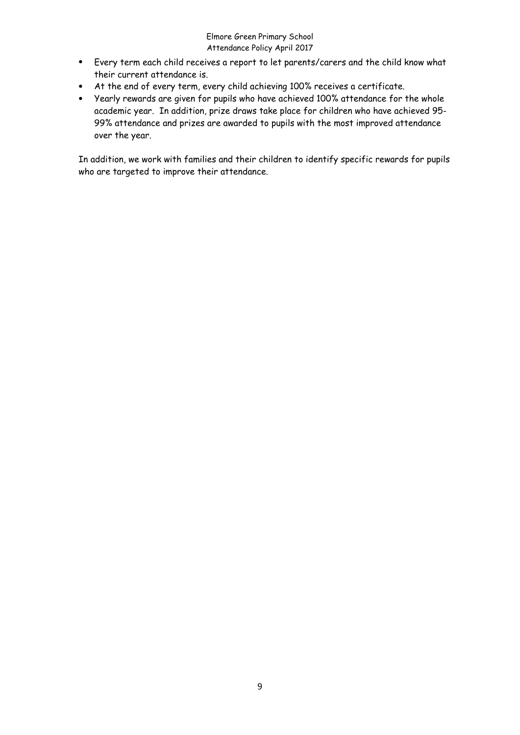- Every term each child receives a report to let parents/carers and the child know what their current attendance is.
- At the end of every term, every child achieving 100% receives a certificate.
- Yearly rewards are given for pupils who have achieved 100% attendance for the whole academic year. In addition, prize draws take place for children who have achieved 95-99% attendance and prizes are awarded to pupils with the most improved attendance over the year.

In addition, we work with families and their children to identify specific rewards for pupils who are targeted to improve their attendance.